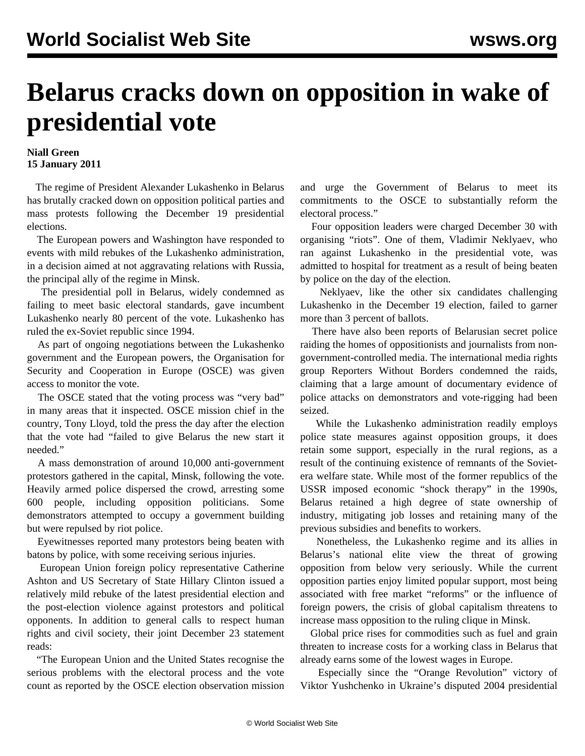# Belarus cracks down on opposition in wake of presidential vote

**Niall Green**
**15 January 2011**

The regime of President Alexander Lukashenko in Belarus has brutally cracked down on opposition political parties and mass protests following the December 19 presidential elections.

The European powers and Washington have responded to events with mild rebukes of the Lukashenko administration, in a decision aimed at not aggravating relations with Russia, the principal ally of the regime in Minsk.

The presidential poll in Belarus, widely condemned as failing to meet basic electoral standards, gave incumbent Lukashenko nearly 80 percent of the vote. Lukashenko has ruled the ex-Soviet republic since 1994.

As part of ongoing negotiations between the Lukashenko government and the European powers, the Organisation for Security and Cooperation in Europe (OSCE) was given access to monitor the vote.

The OSCE stated that the voting process was "very bad" in many areas that it inspected. OSCE mission chief in the country, Tony Lloyd, told the press the day after the election that the vote had "failed to give Belarus the new start it needed."

A mass demonstration of around 10,000 anti-government protestors gathered in the capital, Minsk, following the vote. Heavily armed police dispersed the crowd, arresting some 600 people, including opposition politicians. Some demonstrators attempted to occupy a government building but were repulsed by riot police.

Eyewitnesses reported many protestors being beaten with batons by police, with some receiving serious injuries.

European Union foreign policy representative Catherine Ashton and US Secretary of State Hillary Clinton issued a relatively mild rebuke of the latest presidential election and the post-election violence against protestors and political opponents. In addition to general calls to respect human rights and civil society, their joint December 23 statement reads:

"The European Union and the United States recognise the serious problems with the electoral process and the vote count as reported by the OSCE election observation mission and urge the Government of Belarus to meet its commitments to the OSCE to substantially reform the electoral process."

Four opposition leaders were charged December 30 with organising "riots". One of them, Vladimir Neklyaev, who ran against Lukashenko in the presidential vote, was admitted to hospital for treatment as a result of being beaten by police on the day of the election.

Neklyaev, like the other six candidates challenging Lukashenko in the December 19 election, failed to garner more than 3 percent of ballots.

There have also been reports of Belarusian secret police raiding the homes of oppositionists and journalists from non-government-controlled media. The international media rights group Reporters Without Borders condemned the raids, claiming that a large amount of documentary evidence of police attacks on demonstrators and vote-rigging had been seized.

While the Lukashenko administration readily employs police state measures against opposition groups, it does retain some support, especially in the rural regions, as a result of the continuing existence of remnants of the Soviet-era welfare state. While most of the former republics of the USSR imposed economic "shock therapy" in the 1990s, Belarus retained a high degree of state ownership of industry, mitigating job losses and retaining many of the previous subsidies and benefits to workers.

Nonetheless, the Lukashenko regime and its allies in Belarus's national elite view the threat of growing opposition from below very seriously. While the current opposition parties enjoy limited popular support, most being associated with free market "reforms" or the influence of foreign powers, the crisis of global capitalism threatens to increase mass opposition to the ruling clique in Minsk.

Global price rises for commodities such as fuel and grain threaten to increase costs for a working class in Belarus that already earns some of the lowest wages in Europe.

Especially since the "Orange Revolution" victory of Viktor Yushchenko in Ukraine's disputed 2004 presidential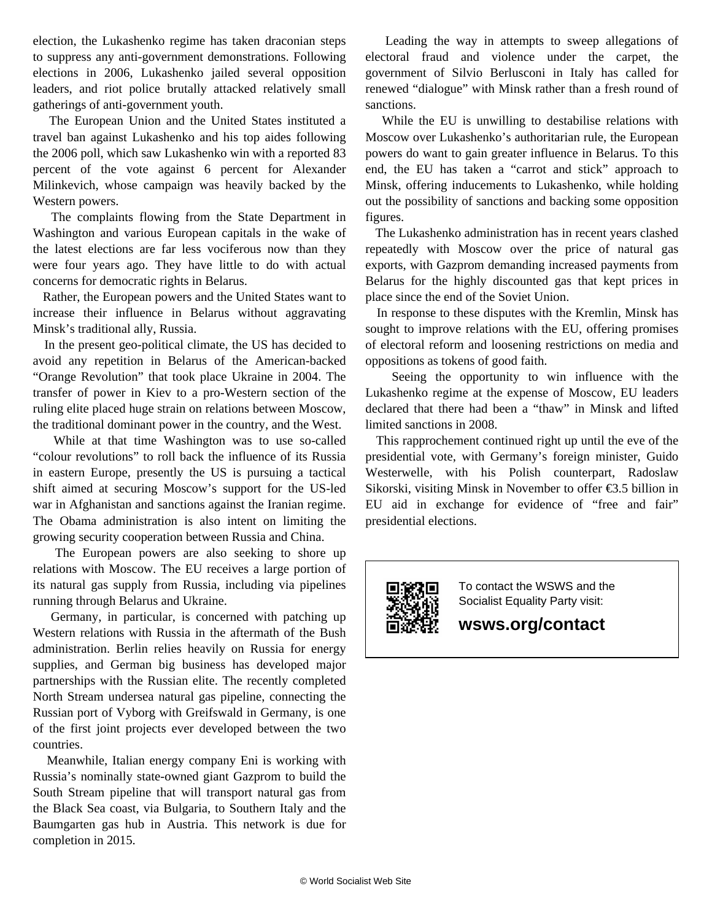election, the Lukashenko regime has taken draconian steps to suppress any anti-government demonstrations. Following elections in 2006, Lukashenko jailed several opposition leaders, and riot police brutally attacked relatively small gatherings of anti-government youth.

The European Union and the United States instituted a travel ban against Lukashenko and his top aides following the 2006 poll, which saw Lukashenko win with a reported 83 percent of the vote against 6 percent for Alexander Milinkevich, whose campaign was heavily backed by the Western powers.

The complaints flowing from the State Department in Washington and various European capitals in the wake of the latest elections are far less vociferous now than they were four years ago. They have little to do with actual concerns for democratic rights in Belarus.

Rather, the European powers and the United States want to increase their influence in Belarus without aggravating Minsk's traditional ally, Russia.

In the present geo-political climate, the US has decided to avoid any repetition in Belarus of the American-backed "Orange Revolution" that took place Ukraine in 2004. The transfer of power in Kiev to a pro-Western section of the ruling elite placed huge strain on relations between Moscow, the traditional dominant power in the country, and the West.

While at that time Washington was to use so-called "colour revolutions" to roll back the influence of its Russia in eastern Europe, presently the US is pursuing a tactical shift aimed at securing Moscow's support for the US-led war in Afghanistan and sanctions against the Iranian regime. The Obama administration is also intent on limiting the growing security cooperation between Russia and China.

The European powers are also seeking to shore up relations with Moscow. The EU receives a large portion of its natural gas supply from Russia, including via pipelines running through Belarus and Ukraine.

Germany, in particular, is concerned with patching up Western relations with Russia in the aftermath of the Bush administration. Berlin relies heavily on Russia for energy supplies, and German big business has developed major partnerships with the Russian elite. The recently completed North Stream undersea natural gas pipeline, connecting the Russian port of Vyborg with Greifswald in Germany, is one of the first joint projects ever developed between the two countries.

Meanwhile, Italian energy company Eni is working with Russia's nominally state-owned giant Gazprom to build the South Stream pipeline that will transport natural gas from the Black Sea coast, via Bulgaria, to Southern Italy and the Baumgarten gas hub in Austria. This network is due for completion in 2015.

Leading the way in attempts to sweep allegations of electoral fraud and violence under the carpet, the government of Silvio Berlusconi in Italy has called for renewed "dialogue" with Minsk rather than a fresh round of sanctions.

While the EU is unwilling to destabilise relations with Moscow over Lukashenko's authoritarian rule, the European powers do want to gain greater influence in Belarus. To this end, the EU has taken a "carrot and stick" approach to Minsk, offering inducements to Lukashenko, while holding out the possibility of sanctions and backing some opposition figures.

The Lukashenko administration has in recent years clashed repeatedly with Moscow over the price of natural gas exports, with Gazprom demanding increased payments from Belarus for the highly discounted gas that kept prices in place since the end of the Soviet Union.

In response to these disputes with the Kremlin, Minsk has sought to improve relations with the EU, offering promises of electoral reform and loosening restrictions on media and oppositions as tokens of good faith.

Seeing the opportunity to win influence with the Lukashenko regime at the expense of Moscow, EU leaders declared that there had been a "thaw" in Minsk and lifted limited sanctions in 2008.

This rapprochement continued right up until the eve of the presidential vote, with Germany's foreign minister, Guido Westerwelle, with his Polish counterpart, Radoslaw Sikorski, visiting Minsk in November to offer €3.5 billion in EU aid in exchange for evidence of "free and fair" presidential elections.

To contact the WSWS and the Socialist Equality Party visit:

**wsws.org/contact**